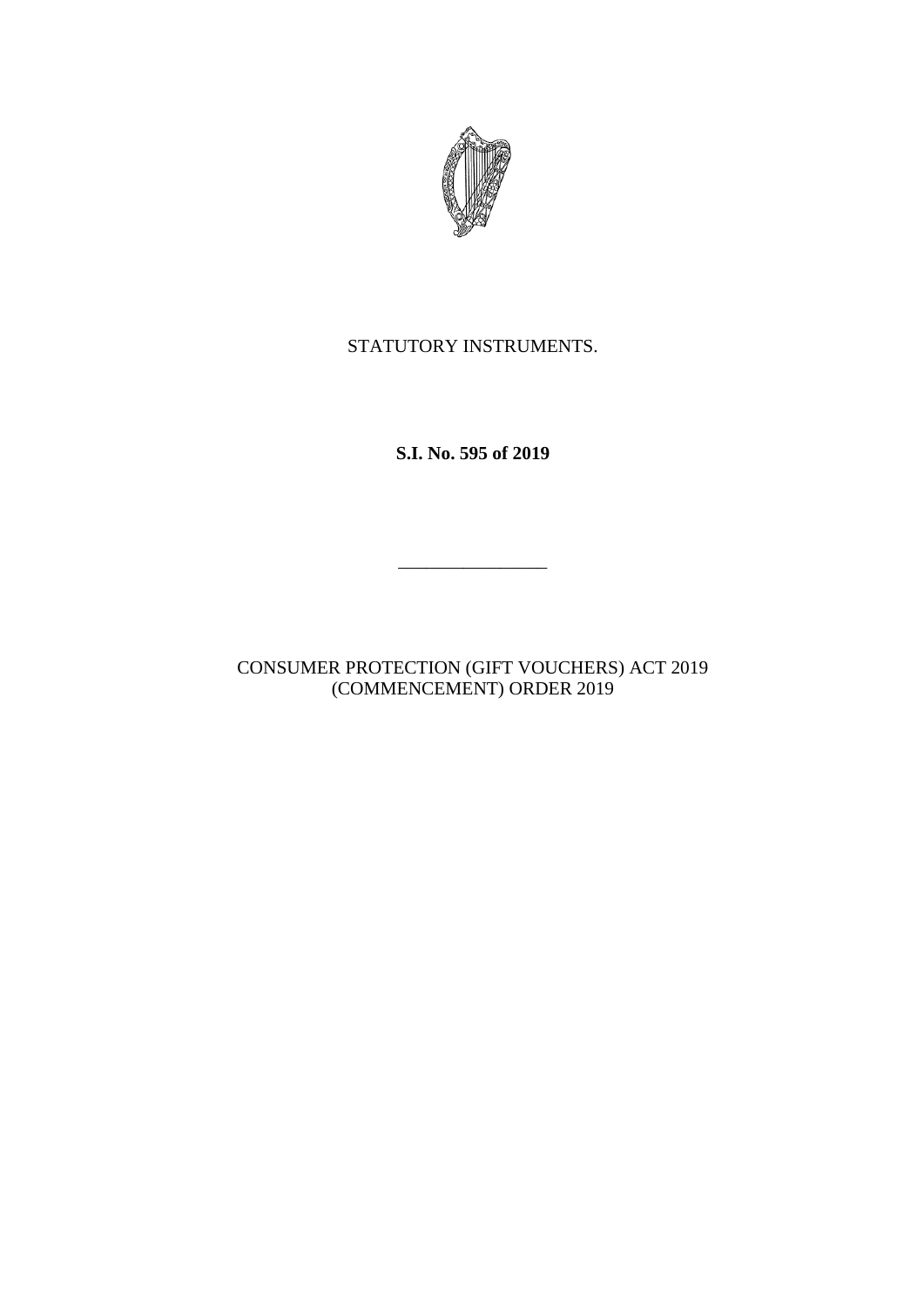STATUTORY INSTRUMENTS.

**S.I. No. 595 of 2019**

---

CONSUMER PROTECTION (GIFT VOUCHERS) ACT 2019 (COMMENCEMENT) ORDER 2019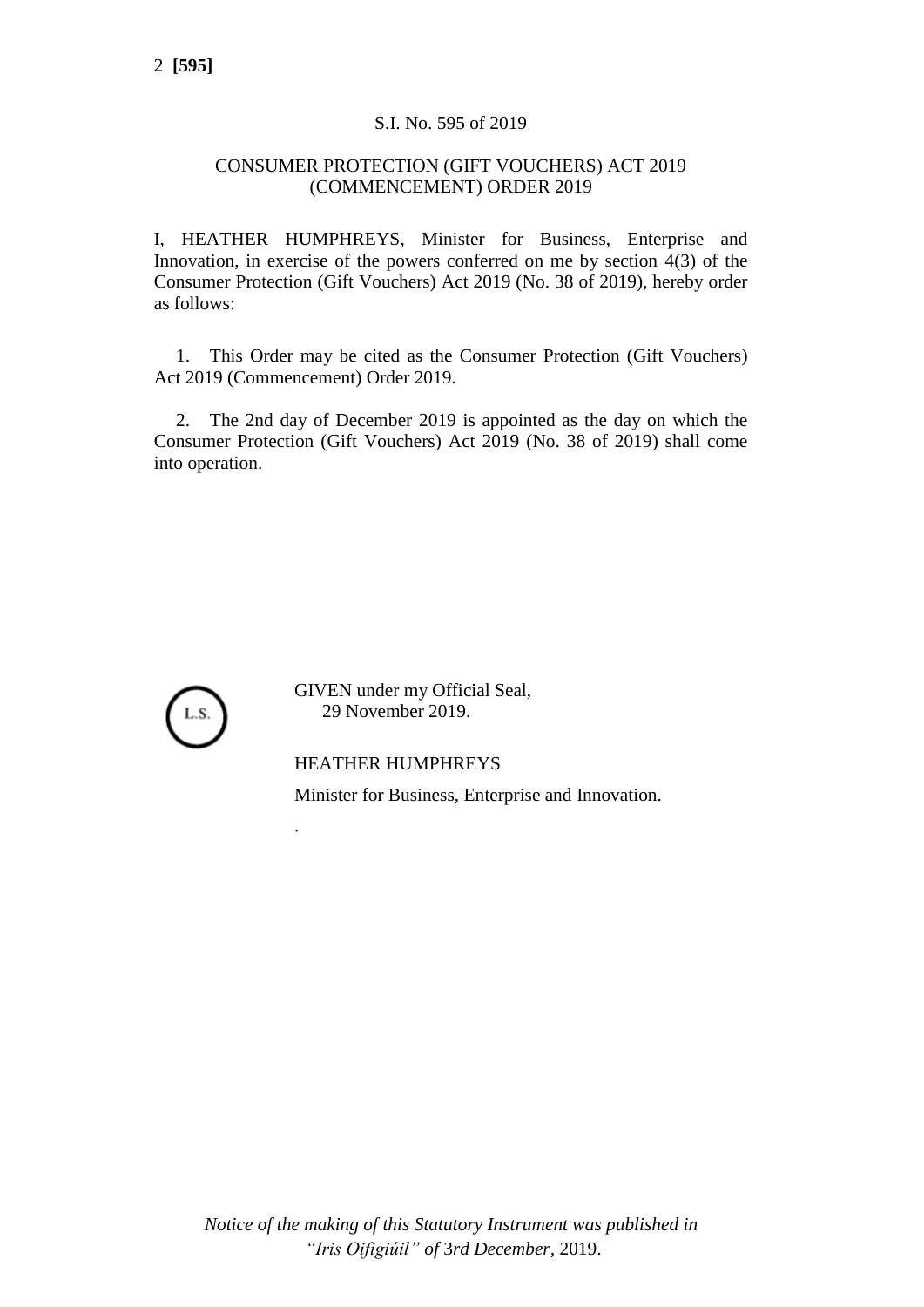S.I. No. 595 of 2019

CONSUMER PROTECTION (GIFT VOUCHERS) ACT 2019 (COMMENCEMENT) ORDER 2019

I, HEATHER HUMPHREYS, Minister for Business, Enterprise and Innovation, in exercise of the powers conferred on me by section 4(3) of the Consumer Protection (Gift Vouchers) Act 2019 (No. 38 of 2019), hereby order as follows:

1. This Order may be cited as the Consumer Protection (Gift Vouchers) Act 2019 (Commencement) Order 2019.

2. The 2nd day of December 2019 is appointed as the day on which the Consumer Protection (Gift Vouchers) Act 2019 (No. 38 of 2019) shall come into operation.

L.S.

GIVEN under my Official Seal,
29 November 2019.

HEATHER HUMPHREYS

Minister for Business, Enterprise and Innovation.

*Notice of the making of this Statutory Instrument was published in "Iris Oifigiúil" of 3rd December, 2019.*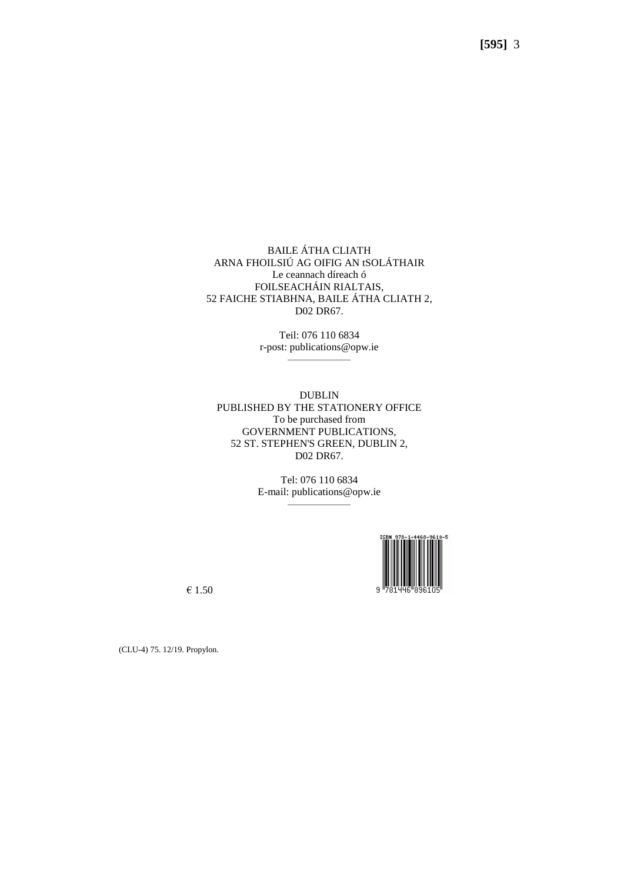BAILE ÁTHA CLIATH
ARNA FHOILSIÚ AG OIFIG AN tSOLÁTHAIR
Le ceannach díreach ó
FOILSEACHÁIN RIALTAIS,
52 FAICHE STIABHNA, BAILE ÁTHA CLIATH 2,
D02 DR67.

Teil: 076 110 6834
r-post: publications@opw.ie

---

DUBLIN
PUBLISHED BY THE STATIONERY OFFICE
To be purchased from
GOVERNMENT PUBLICATIONS,
52 ST. STEPHEN'S GREEN, DUBLIN 2,
D02 DR67.

Tel: 076 110 6834
E-mail: publications@opw.ie

---

ISBN 978-1-4468-9610-5

9 781446 896105

€ 1.50

(CLU-4) 75. 12/19. Propylon.